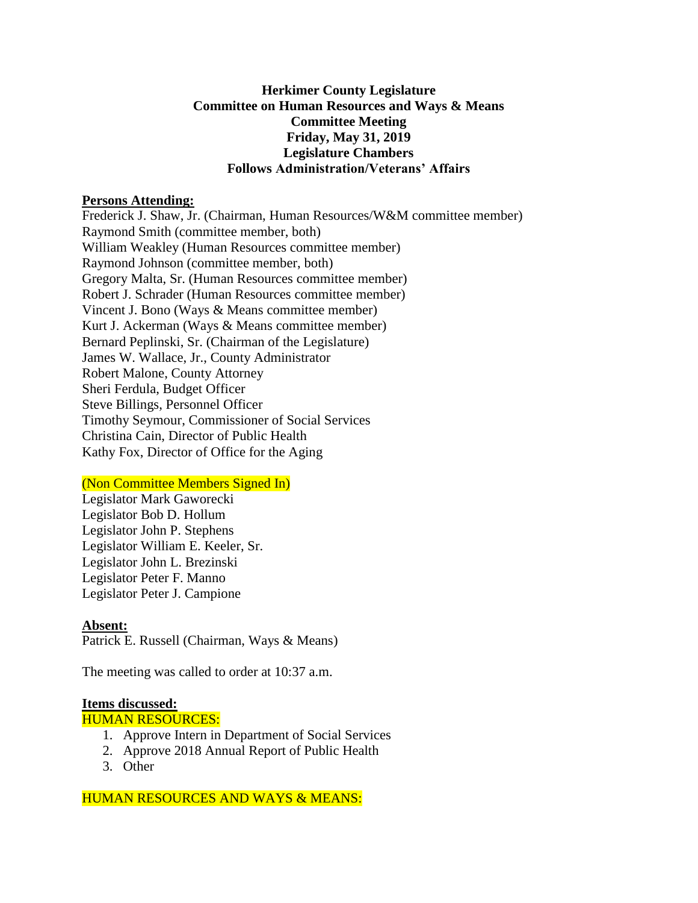**Herkimer County Legislature**
**Committee on Human Resources and Ways & Means**
**Committee Meeting**
**Friday, May 31, 2019**
**Legislature Chambers**
**Follows Administration/Veterans' Affairs**

**Persons Attending:**

Frederick J. Shaw, Jr. (Chairman, Human Resources/W&M committee member)
Raymond Smith (committee member, both)
William Weakley (Human Resources committee member)
Raymond Johnson (committee member, both)
Gregory Malta, Sr. (Human Resources committee member)
Robert J. Schrader (Human Resources committee member)
Vincent J. Bono (Ways & Means committee member)
Kurt J. Ackerman (Ways & Means committee member)
Bernard Peplinski, Sr. (Chairman of the Legislature)
James W. Wallace, Jr., County Administrator
Robert Malone, County Attorney
Sheri Ferdula, Budget Officer
Steve Billings, Personnel Officer
Timothy Seymour, Commissioner of Social Services
Christina Cain, Director of Public Health
Kathy Fox, Director of Office for the Aging

(Non Committee Members Signed In)

Legislator Mark Gaworecki
Legislator Bob D. Hollum
Legislator John P. Stephens
Legislator William E. Keeler, Sr.
Legislator John L. Brezinski
Legislator Peter F. Manno
Legislator Peter J. Campione

**Absent:**

Patrick E. Russell (Chairman, Ways & Means)

The meeting was called to order at 10:37 a.m.

**Items discussed:**

HUMAN RESOURCES:

1. Approve Intern in Department of Social Services
2. Approve 2018 Annual Report of Public Health
3. Other

HUMAN RESOURCES AND WAYS & MEANS: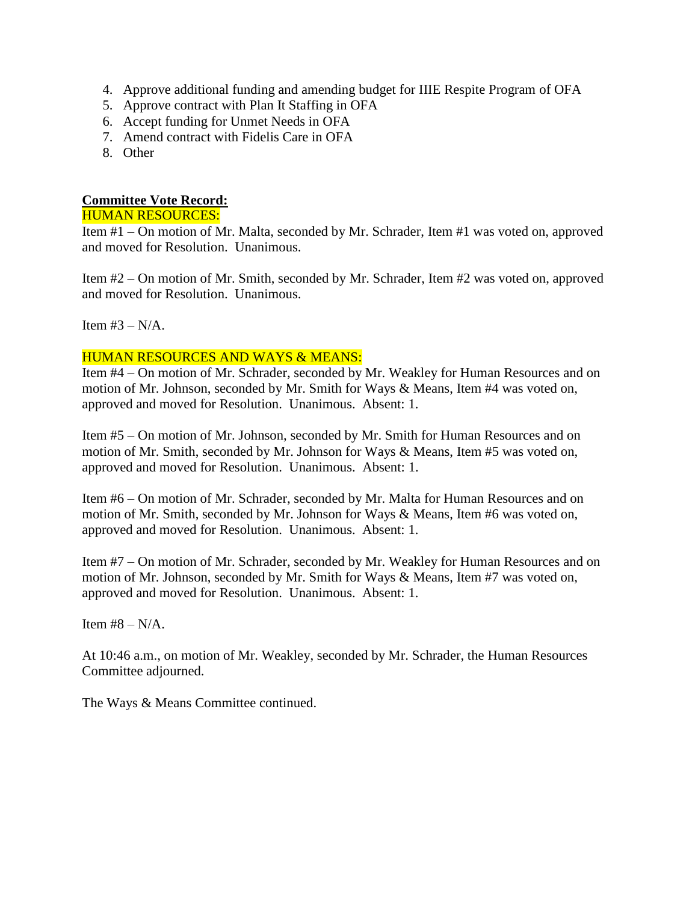4. Approve additional funding and amending budget for IIIE Respite Program of OFA
5. Approve contract with Plan It Staffing in OFA
6. Accept funding for Unmet Needs in OFA
7. Amend contract with Fidelis Care in OFA
8. Other

**Committee Vote Record:**

HUMAN RESOURCES:

Item #1 – On motion of Mr. Malta, seconded by Mr. Schrader, Item #1 was voted on, approved and moved for Resolution. Unanimous.

Item #2 – On motion of Mr. Smith, seconded by Mr. Schrader, Item #2 was voted on, approved and moved for Resolution. Unanimous.

Item #3 – N/A.

HUMAN RESOURCES AND WAYS & MEANS:

Item #4 – On motion of Mr. Schrader, seconded by Mr. Weakley for Human Resources and on motion of Mr. Johnson, seconded by Mr. Smith for Ways & Means, Item #4 was voted on, approved and moved for Resolution. Unanimous. Absent: 1.

Item #5 – On motion of Mr. Johnson, seconded by Mr. Smith for Human Resources and on motion of Mr. Smith, seconded by Mr. Johnson for Ways & Means, Item #5 was voted on, approved and moved for Resolution. Unanimous. Absent: 1.

Item #6 – On motion of Mr. Schrader, seconded by Mr. Malta for Human Resources and on motion of Mr. Smith, seconded by Mr. Johnson for Ways & Means, Item #6 was voted on, approved and moved for Resolution. Unanimous. Absent: 1.

Item #7 – On motion of Mr. Schrader, seconded by Mr. Weakley for Human Resources and on motion of Mr. Johnson, seconded by Mr. Smith for Ways & Means, Item #7 was voted on, approved and moved for Resolution. Unanimous. Absent: 1.

Item #8 – N/A.

At 10:46 a.m., on motion of Mr. Weakley, seconded by Mr. Schrader, the Human Resources Committee adjourned.

The Ways & Means Committee continued.